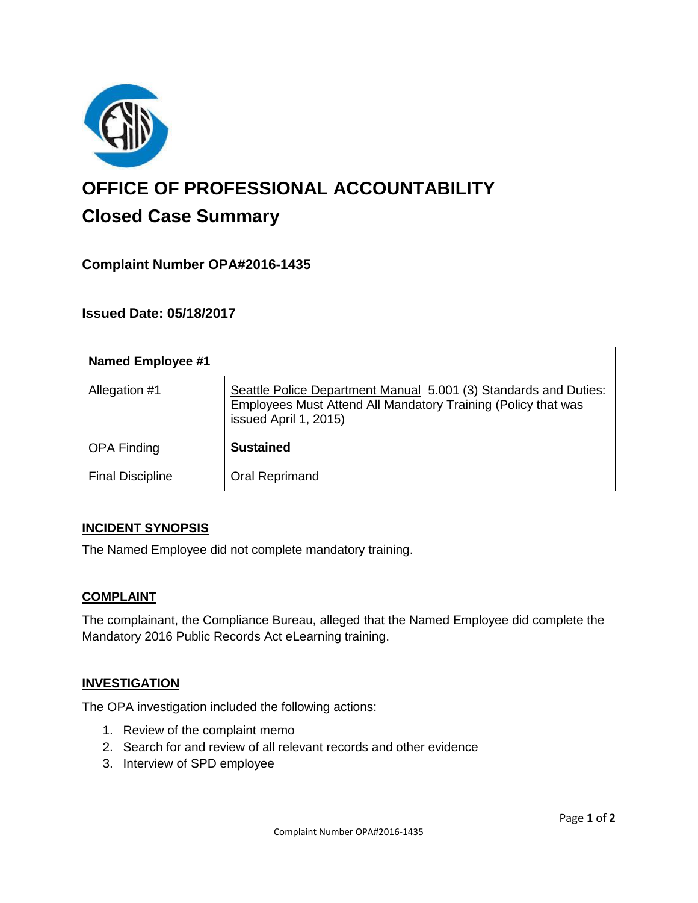# OFFICE OF PROFESSIONAL ACCOUNTABILITY

## Closed Case Summary

### Complaint Number OPA#2016-1435

### Issued Date: 05/18/2017

| Named Employee #1 | |
|---|---|
| Allegation #1 | Seattle Police Department Manual 5.001 (3) Standards and Duties: Employees Must Attend All Mandatory Training (Policy that was issued April 1, 2015) |
| OPA Finding | **Sustained** |
| Final Discipline | Oral Reprimand |

### INCIDENT SYNOPSIS

The Named Employee did not complete mandatory training.

### COMPLAINT

The complainant, the Compliance Bureau, alleged that the Named Employee did complete the Mandatory 2016 Public Records Act eLearning training.

### INVESTIGATION

The OPA investigation included the following actions:

1. Review of the complaint memo
2. Search for and review of all relevant records and other evidence
3. Interview of SPD employee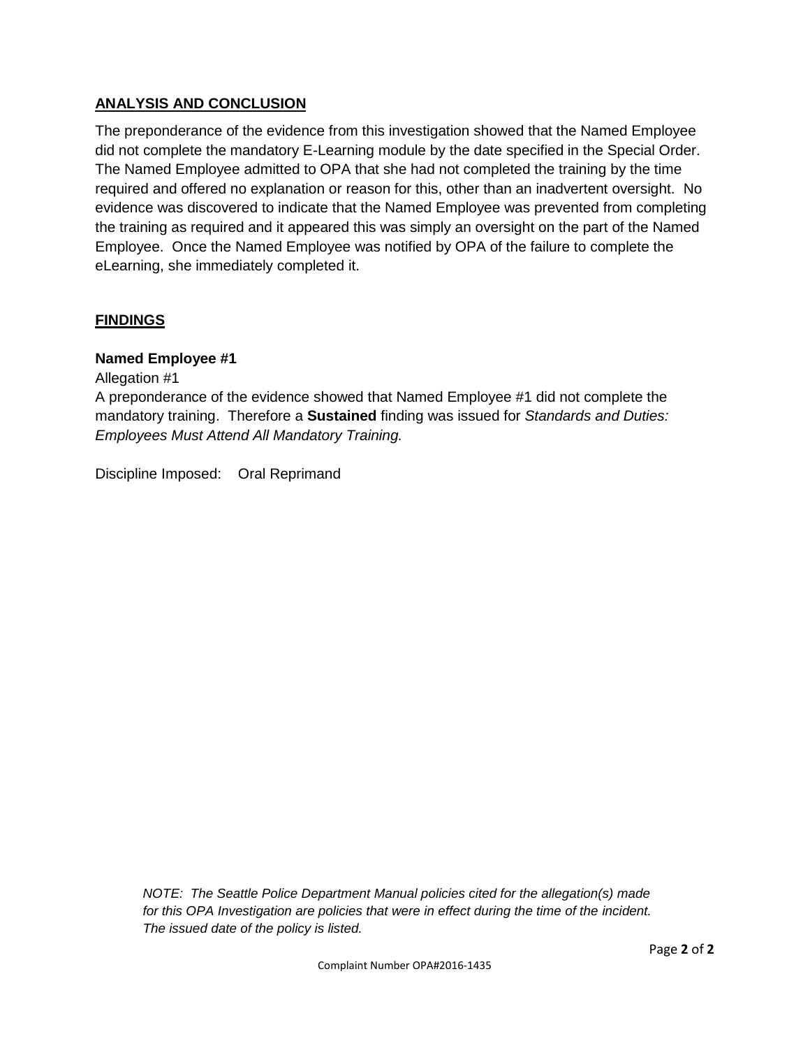## ANALYSIS AND CONCLUSION

The preponderance of the evidence from this investigation showed that the Named Employee did not complete the mandatory E-Learning module by the date specified in the Special Order. The Named Employee admitted to OPA that she had not completed the training by the time required and offered no explanation or reason for this, other than an inadvertent oversight. No evidence was discovered to indicate that the Named Employee was prevented from completing the training as required and it appeared this was simply an oversight on the part of the Named Employee. Once the Named Employee was notified by OPA of the failure to complete the eLearning, she immediately completed it.

## FINDINGS

**Named Employee #1**

Allegation #1

A preponderance of the evidence showed that Named Employee #1 did not complete the mandatory training. Therefore a **Sustained** finding was issued for *Standards and Duties: Employees Must Attend All Mandatory Training.*

Discipline Imposed: Oral Reprimand

*NOTE: The Seattle Police Department Manual policies cited for the allegation(s) made for this OPA Investigation are policies that were in effect during the time of the incident. The issued date of the policy is listed.*

Complaint Number OPA#2016-1435